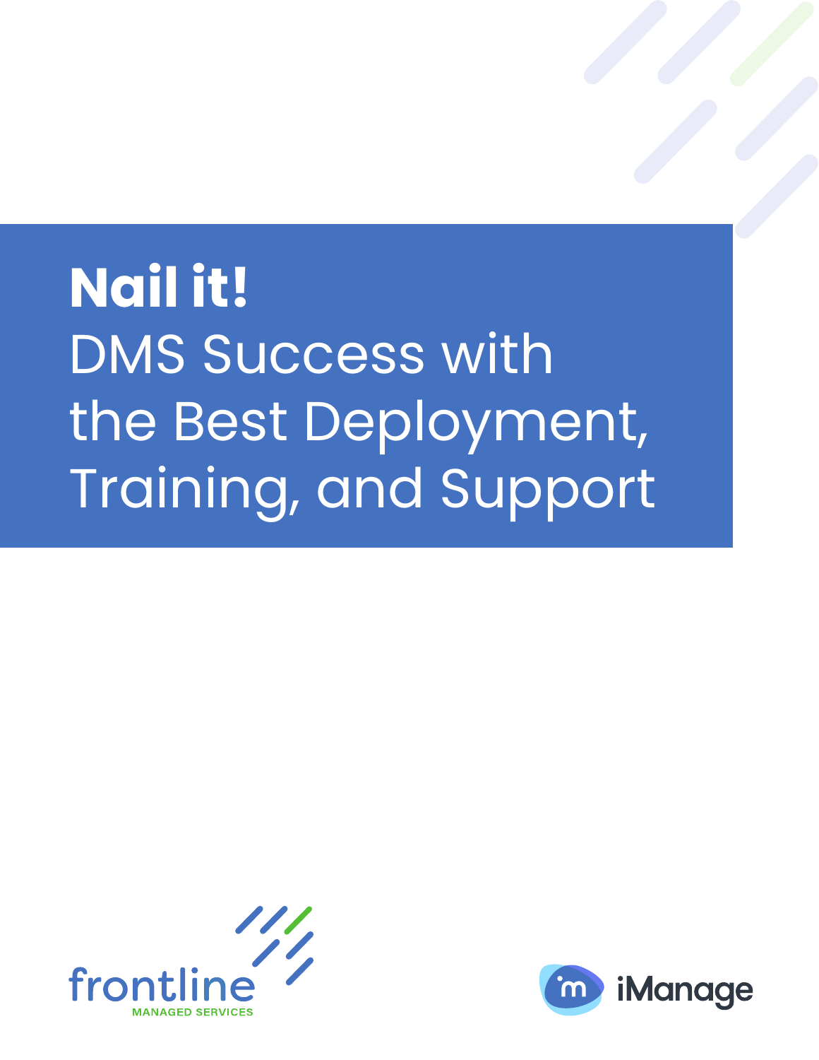# **Nail it!** DMS Success with the Best Deployment, Training, and Support

frontline
MANAGED SERVICES

iManage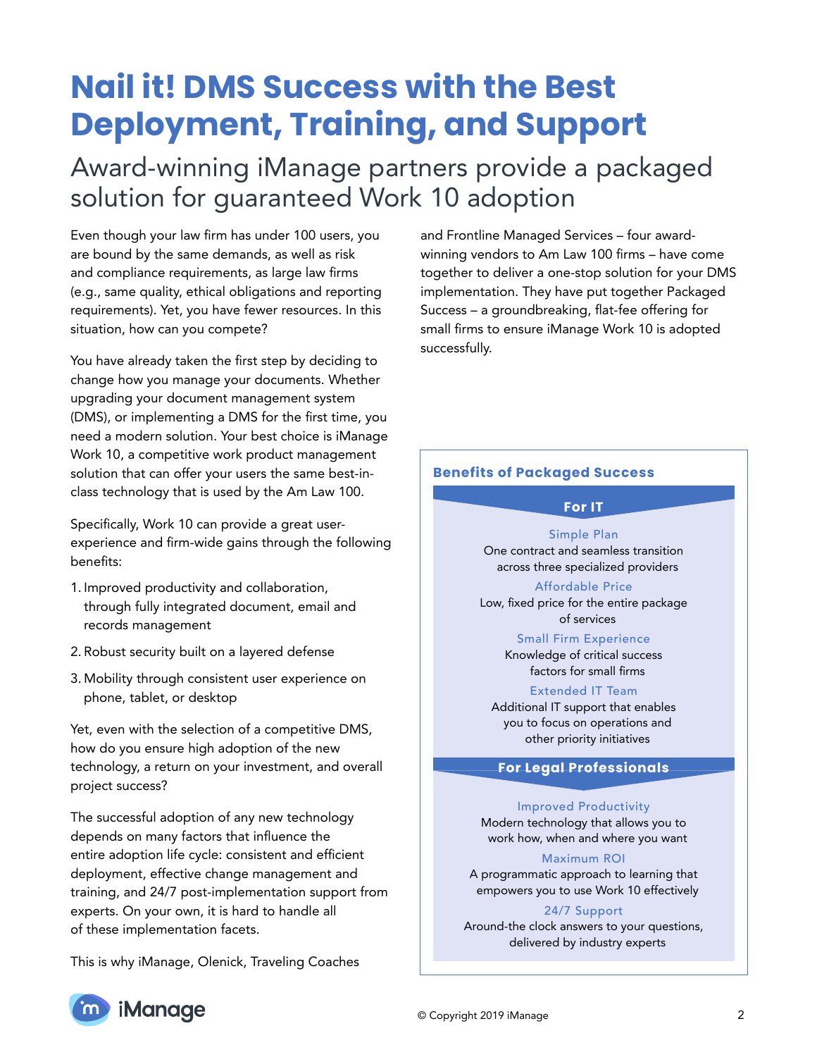# Nail it! DMS Success with the Best Deployment, Training, and Support

## Award-winning iManage partners provide a packaged solution for guaranteed Work 10 adoption

Even though your law firm has under 100 users, you are bound by the same demands, as well as risk and compliance requirements, as large law firms (e.g., same quality, ethical obligations and reporting requirements). Yet, you have fewer resources. In this situation, how can you compete?

You have already taken the first step by deciding to change how you manage your documents. Whether upgrading your document management system (DMS), or implementing a DMS for the first time, you need a modern solution. Your best choice is iManage Work 10, a competitive work product management solution that can offer your users the same best-in-class technology that is used by the Am Law 100.

Specifically, Work 10 can provide a great user-experience and firm-wide gains through the following benefits:

1. Improved productivity and collaboration, through fully integrated document, email and records management
2. Robust security built on a layered defense
3. Mobility through consistent user experience on phone, tablet, or desktop

Yet, even with the selection of a competitive DMS, how do you ensure high adoption of the new technology, a return on your investment, and overall project success?

The successful adoption of any new technology depends on many factors that influence the entire adoption life cycle: consistent and efficient deployment, effective change management and training, and 24/7 post-implementation support from experts. On your own, it is hard to handle all of these implementation facets.

This is why iManage, Olenick, Traveling Coaches and Frontline Managed Services – four award-winning vendors to Am Law 100 firms – have come together to deliver a one-stop solution for your DMS implementation. They have put together Packaged Success – a groundbreaking, flat-fee offering for small firms to ensure iManage Work 10 is adopted successfully.

### Benefits of Packaged Success

#### For IT

**Simple Plan**
One contract and seamless transition across three specialized providers

**Affordable Price**
Low, fixed price for the entire package of services

**Small Firm Experience**
Knowledge of critical success factors for small firms

**Extended IT Team**
Additional IT support that enables you to focus on operations and other priority initiatives

#### For Legal Professionals

**Improved Productivity**
Modern technology that allows you to work how, when and where you want

**Maximum ROI**
A programmatic approach to learning that empowers you to use Work 10 effectively

**24/7 Support**
Around-the clock answers to your questions, delivered by industry experts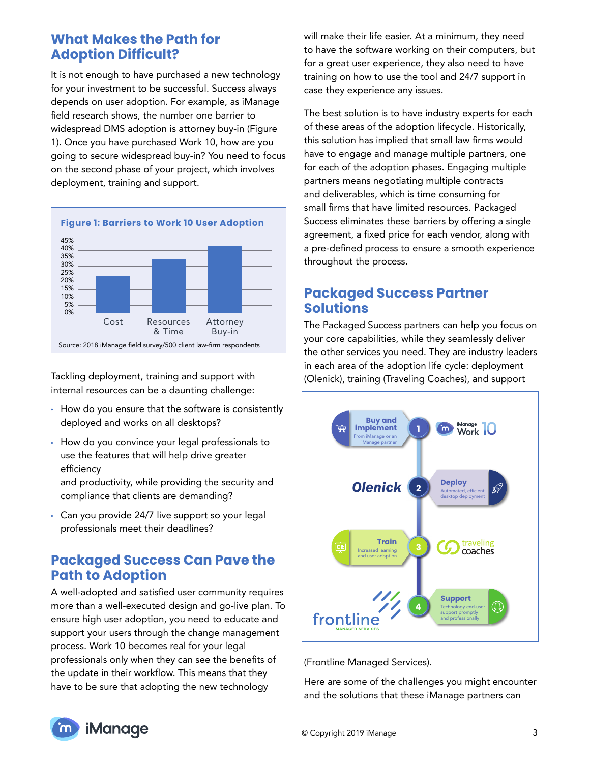## What Makes the Path for Adoption Difficult?

It is not enough to have purchased a new technology for your investment to be successful. Success always depends on user adoption. For example, as iManage field research shows, the number one barrier to widespread DMS adoption is attorney buy-in (Figure 1). Once you have purchased Work 10, how are you going to secure widespread buy-in? You need to focus on the second phase of your project, which involves deployment, training and support.

**Figure 1: Barriers to Work 10 User Adoption**

Source: 2018 iManage field survey/500 client law-firm respondents

Tackling deployment, training and support with internal resources can be a daunting challenge:

- How do you ensure that the software is consistently deployed and works on all desktops?
- How do you convince your legal professionals to use the features that will help drive greater efficiency and productivity, while providing the security and compliance that clients are demanding?
- Can you provide 24/7 live support so your legal professionals meet their deadlines?

## Packaged Success Can Pave the Path to Adoption

A well-adopted and satisfied user community requires more than a well-executed design and go-live plan. To ensure high user adoption, you need to educate and support your users through the change management process. Work 10 becomes real for your legal professionals only when they can see the benefits of the update in their workflow. This means that they have to be sure that adopting the new technology will make their life easier. At a minimum, they need to have the software working on their computers, but for a great user experience, they also need to have training on how to use the tool and 24/7 support in case they experience any issues.

The best solution is to have industry experts for each of these areas of the adoption lifecycle. Historically, this solution has implied that small law firms would have to engage and manage multiple partners, one for each of the adoption phases. Engaging multiple partners means negotiating multiple contracts and deliverables, which is time consuming for small firms that have limited resources. Packaged Success eliminates these barriers by offering a single agreement, a fixed price for each vendor, along with a pre-defined process to ensure a smooth experience throughout the process.

## Packaged Success Partner Solutions

The Packaged Success partners can help you focus on your core capabilities, while they seamlessly deliver the other services you need. They are industry leaders in each area of the adoption life cycle: deployment (Olenick), training (Traveling Coaches), and support (Frontline Managed Services).

Here are some of the challenges you might encounter and the solutions that these iManage partners can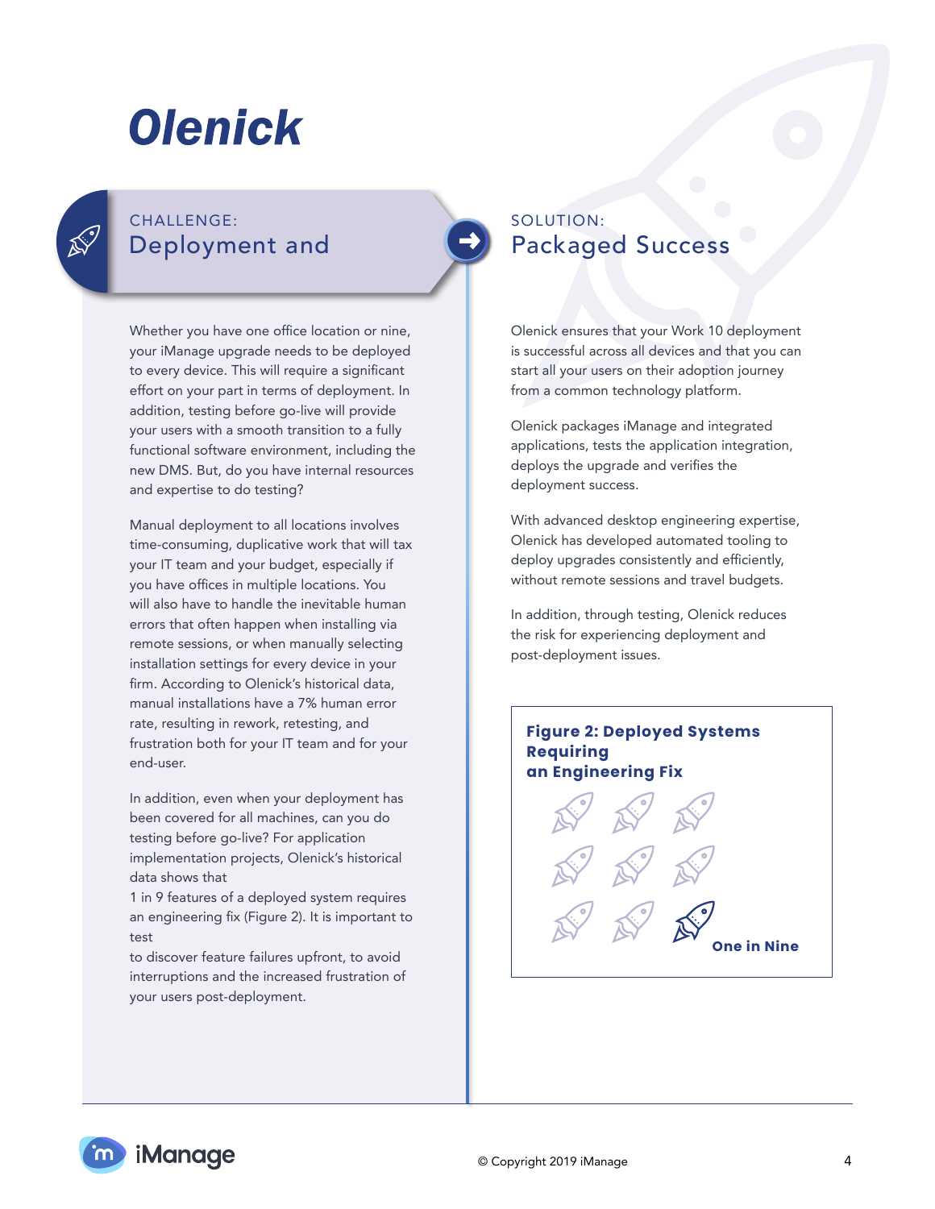# Olenick

## CHALLENGE: Deployment and

Whether you have one office location or nine, your iManage upgrade needs to be deployed to every device. This will require a significant effort on your part in terms of deployment. In addition, testing before go-live will provide your users with a smooth transition to a fully functional software environment, including the new DMS. But, do you have internal resources and expertise to do testing?

Manual deployment to all locations involves time-consuming, duplicative work that will tax your IT team and your budget, especially if you have offices in multiple locations. You will also have to handle the inevitable human errors that often happen when installing via remote sessions, or when manually selecting installation settings for every device in your firm. According to Olenick's historical data, manual installations have a 7% human error rate, resulting in rework, retesting, and frustration both for your IT team and for your end-user.

In addition, even when your deployment has been covered for all machines, can you do testing before go-live? For application implementation projects, Olenick's historical data shows that 1 in 9 features of a deployed system requires an engineering fix (Figure 2). It is important to test to discover feature failures upfront, to avoid interruptions and the increased frustration of your users post-deployment.

## SOLUTION: Packaged Success

Olenick ensures that your Work 10 deployment is successful across all devices and that you can start all your users on their adoption journey from a common technology platform.

Olenick packages iManage and integrated applications, tests the application integration, deploys the upgrade and verifies the deployment success.

With advanced desktop engineering expertise, Olenick has developed automated tooling to deploy upgrades consistently and efficiently, without remote sessions and travel budgets.

In addition, through testing, Olenick reduces the risk for experiencing deployment and post-deployment issues.

**Figure 2: Deployed Systems Requiring an Engineering Fix**

**One in Nine**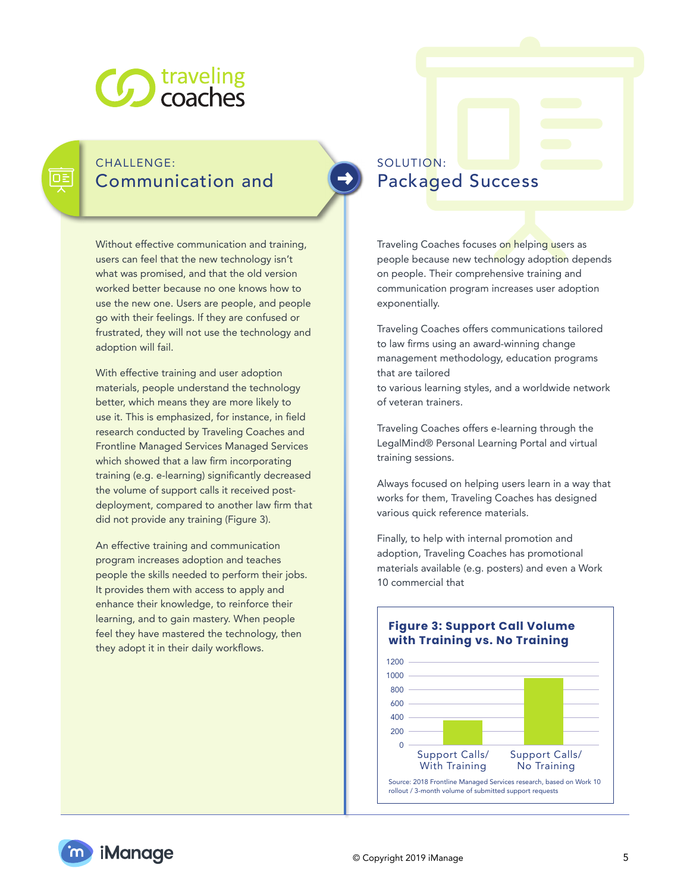traveling coaches

## CHALLENGE: Communication and

Without effective communication and training, users can feel that the new technology isn't what was promised, and that the old version worked better because no one knows how to use the new one. Users are people, and people go with their feelings. If they are confused or frustrated, they will not use the technology and adoption will fail.

With effective training and user adoption materials, people understand the technology better, which means they are more likely to use it. This is emphasized, for instance, in field research conducted by Traveling Coaches and Frontline Managed Services Managed Services which showed that a law firm incorporating training (e.g. e-learning) significantly decreased the volume of support calls it received post-deployment, compared to another law firm that did not provide any training (Figure 3).

An effective training and communication program increases adoption and teaches people the skills needed to perform their jobs. It provides them with access to apply and enhance their knowledge, to reinforce their learning, and to gain mastery. When people feel they have mastered the technology, then they adopt it in their daily workflows.

## SOLUTION: Packaged Success

Traveling Coaches focuses on helping users as people because new technology adoption depends on people. Their comprehensive training and communication program increases user adoption exponentially.

Traveling Coaches offers communications tailored to law firms using an award-winning change management methodology, education programs that are tailored
to various learning styles, and a worldwide network of veteran trainers.

Traveling Coaches offers e-learning through the LegalMind® Personal Learning Portal and virtual training sessions.

Always focused on helping users learn in a way that works for them, Traveling Coaches has designed various quick reference materials.

Finally, to help with internal promotion and adoption, Traveling Coaches has promotional materials available (e.g. posters) and even a Work 10 commercial that

**Figure 3: Support Call Volume with Training vs. No Training**

| Category | Support Calls (approx.) |
|---|---|
| Support Calls/ With Training | ~350 |
| Support Calls/ No Training | ~950 |

Source: 2018 Frontline Managed Services research, based on Work 10 rollout / 3-month volume of submitted support requests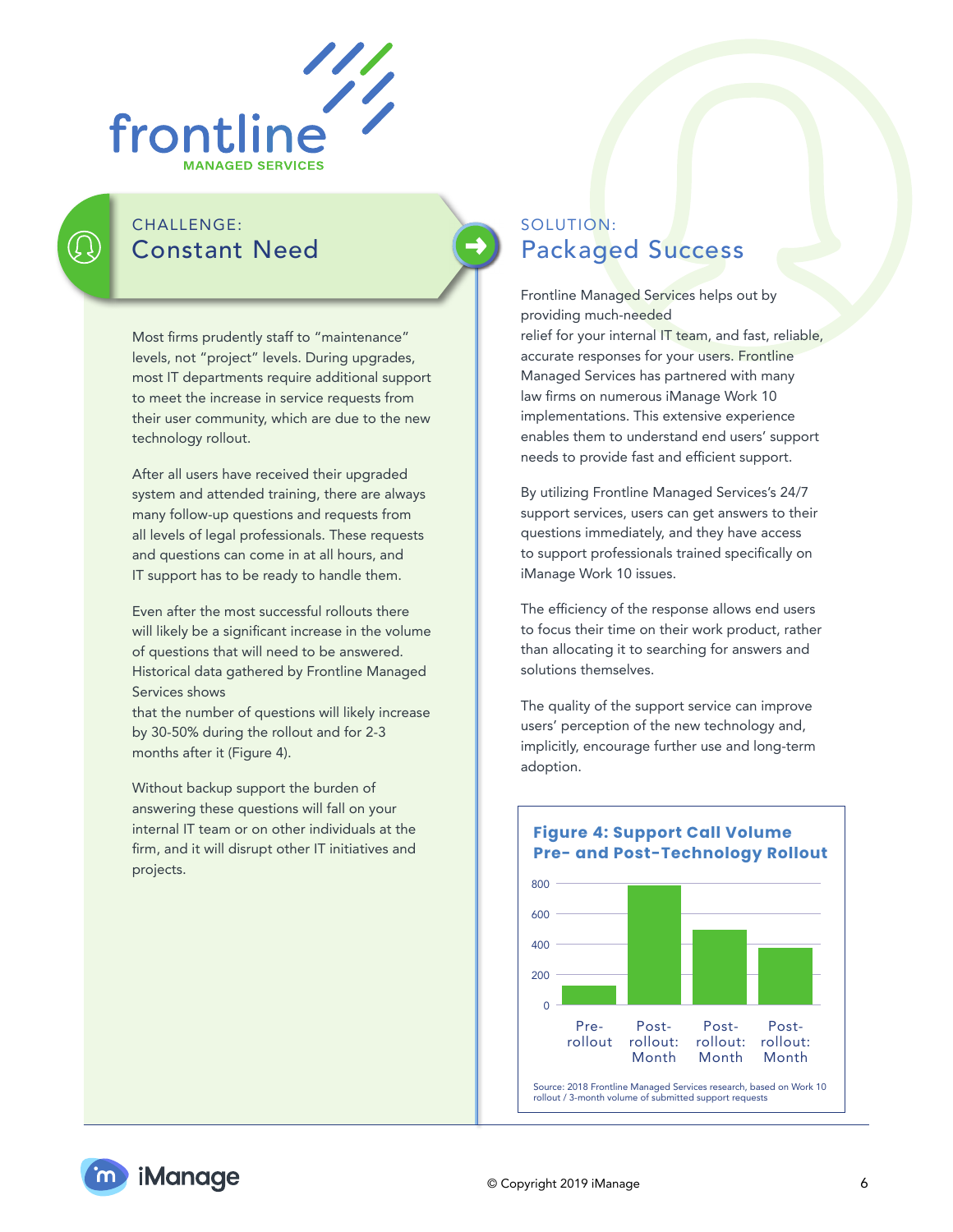frontline
MANAGED SERVICES

## CHALLENGE: Constant Need

Most firms prudently staff to "maintenance" levels, not "project" levels. During upgrades, most IT departments require additional support to meet the increase in service requests from their user community, which are due to the new technology rollout.

After all users have received their upgraded system and attended training, there are always many follow-up questions and requests from all levels of legal professionals. These requests and questions can come in at all hours, and IT support has to be ready to handle them.

Even after the most successful rollouts there will likely be a significant increase in the volume of questions that will need to be answered. Historical data gathered by Frontline Managed Services shows that the number of questions will likely increase by 30-50% during the rollout and for 2-3 months after it (Figure 4).

Without backup support the burden of answering these questions will fall on your internal IT team or on other individuals at the firm, and it will disrupt other IT initiatives and projects.

## SOLUTION: Packaged Success

Frontline Managed Services helps out by providing much-needed relief for your internal IT team, and fast, reliable, accurate responses for your users. Frontline Managed Services has partnered with many law firms on numerous iManage Work 10 implementations. This extensive experience enables them to understand end users' support needs to provide fast and efficient support.

By utilizing Frontline Managed Services's 24/7 support services, users can get answers to their questions immediately, and they have access to support professionals trained specifically on iManage Work 10 issues.

The efficiency of the response allows end users to focus their time on their work product, rather than allocating it to searching for answers and solutions themselves.

The quality of the support service can improve users' perception of the new technology and, implicitly, encourage further use and long-term adoption.

**Figure 4: Support Call Volume Pre- and Post-Technology Rollout**

| Period | Support Call Volume (approx.) |
|---|---|
| Pre-rollout | 120 |
| Post-rollout: Month | 780 |
| Post-rollout: Month | 490 |
| Post-rollout: Month | 370 |

Source: 2018 Frontline Managed Services research, based on Work 10 rollout / 3-month volume of submitted support requests

iManage

© Copyright 2019 iManage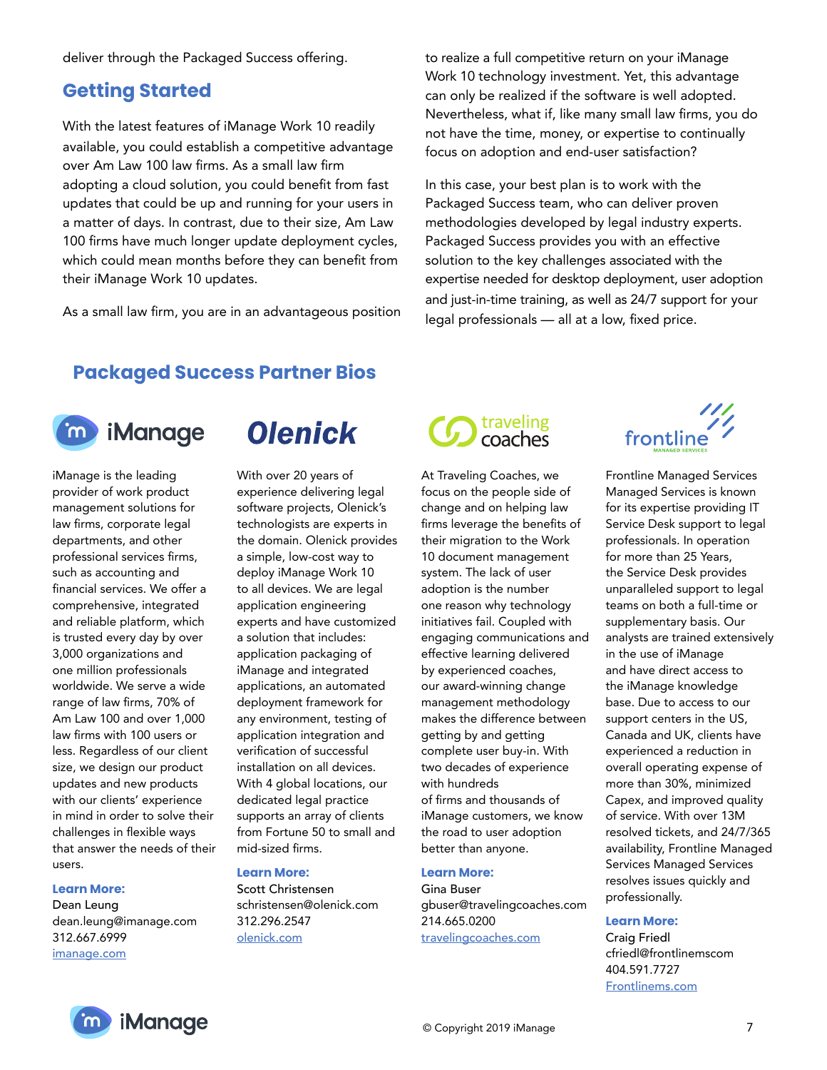deliver through the Packaged Success offering.

## Getting Started

With the latest features of iManage Work 10 readily available, you could establish a competitive advantage over Am Law 100 law firms. As a small law firm adopting a cloud solution, you could benefit from fast updates that could be up and running for your users in a matter of days. In contrast, due to their size, Am Law 100 firms have much longer update deployment cycles, which could mean months before they can benefit from their iManage Work 10 updates.

As a small law firm, you are in an advantageous position to realize a full competitive return on your iManage Work 10 technology investment. Yet, this advantage can only be realized if the software is well adopted. Nevertheless, what if, like many small law firms, you do not have the time, money, or expertise to continually focus on adoption and end-user satisfaction?

In this case, your best plan is to work with the Packaged Success team, who can deliver proven methodologies developed by legal industry experts. Packaged Success provides you with an effective solution to the key challenges associated with the expertise needed for desktop deployment, user adoption and just-in-time training, as well as 24/7 support for your legal professionals — all at a low, fixed price.

## Packaged Success Partner Bios

### iManage

iManage is the leading provider of work product management solutions for law firms, corporate legal departments, and other professional services firms, such as accounting and financial services. We offer a comprehensive, integrated and reliable platform, which is trusted every day by over 3,000 organizations and one million professionals worldwide. We serve a wide range of law firms, 70% of Am Law 100 and over 1,000 law firms with 100 users or less. Regardless of our client size, we design our product updates and new products with our clients' experience in mind in order to solve their challenges in flexible ways that answer the needs of their users.

**Learn More:**
Dean Leung
dean.leung@imanage.com
312.667.6999
imanage.com

### Olenick

With over 20 years of experience delivering legal software projects, Olenick's technologists are experts in the domain. Olenick provides a simple, low-cost way to deploy iManage Work 10 to all devices. We are legal application engineering experts and have customized a solution that includes: application packaging of iManage and integrated applications, an automated deployment framework for any environment, testing of application integration and verification of successful installation on all devices. With 4 global locations, our dedicated legal practice supports an array of clients from Fortune 50 to small and mid-sized firms.

**Learn More:**
Scott Christensen
schristensen@olenick.com
312.296.2547
olenick.com

### traveling coaches

At Traveling Coaches, we focus on the people side of change and on helping law firms leverage the benefits of their migration to the Work 10 document management system. The lack of user adoption is the number one reason why technology initiatives fail. Coupled with engaging communications and effective learning delivered by experienced coaches, our award-winning change management methodology makes the difference between getting by and getting complete user buy-in. With two decades of experience with hundreds of firms and thousands of iManage customers, we know the road to user adoption better than anyone.

**Learn More:**
Gina Buser
gbuser@travelingcoaches.com
214.665.0200
travelingcoaches.com

### frontline MANAGED SERVICES

Frontline Managed Services Managed Services is known for its expertise providing IT Service Desk support to legal professionals. In operation for more than 25 Years, the Service Desk provides unparalleled support to legal teams on both a full-time or supplementary basis. Our analysts are trained extensively in the use of iManage and have direct access to the iManage knowledge base. Due to access to our support centers in the US, Canada and UK, clients have experienced a reduction in overall operating expense of more than 30%, minimized Capex, and improved quality of service. With over 13M resolved tickets, and 24/7/365 availability, Frontline Managed Services Managed Services resolves issues quickly and professionally.

**Learn More:**
Craig Friedl
cfriedl@frontlinemscom
404.591.7727
Frontlinems.com

© Copyright 2019 iManage